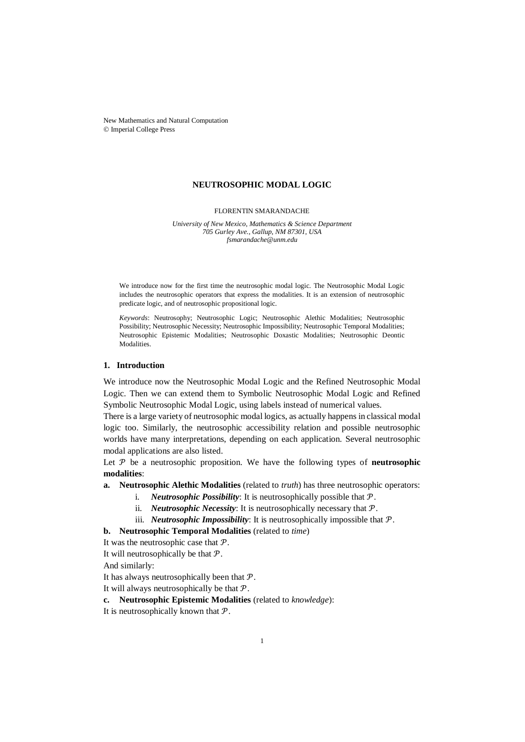New Mathematics and Natural Computation
© Imperial College Press

# NEUTROSOPHIC MODAL LOGIC

FLORENTIN SMARANDACHE

*University of New Mexico, Mathematics & Science Department*
*705 Gurley Ave., Gallup, NM 87301, USA*
*fsmarandache@unm.edu*

We introduce now for the first time the neutrosophic modal logic. The Neutrosophic Modal Logic includes the neutrosophic operators that express the modalities. It is an extension of neutrosophic predicate logic, and of neutrosophic propositional logic.

*Keywords*: Neutrosophy; Neutrosophic Logic; Neutrosophic Alethic Modalities; Neutrosophic Possibility; Neutrosophic Necessity; Neutrosophic Impossibility; Neutrosophic Temporal Modalities; Neutrosophic Epistemic Modalities; Neutrosophic Doxastic Modalities; Neutrosophic Deontic Modalities.

## 1. Introduction

We introduce now the Neutrosophic Modal Logic and the Refined Neutrosophic Modal Logic. Then we can extend them to Symbolic Neutrosophic Modal Logic and Refined Symbolic Neutrosophic Modal Logic, using labels instead of numerical values.

There is a large variety of neutrosophic modal logics, as actually happens in classical modal logic too. Similarly, the neutrosophic accessibility relation and possible neutrosophic worlds have many interpretations, depending on each application. Several neutrosophic modal applications are also listed.

Let $\mathcal{P}$ be a neutrosophic proposition. We have the following types of **neutrosophic modalities**:

**a. Neutrosophic Alethic Modalities** (related to *truth*) has three neutrosophic operators:

i. ***Neutrosophic Possibility***: It is neutrosophically possible that $\mathcal{P}$.
ii. ***Neutrosophic Necessity***: It is neutrosophically necessary that $\mathcal{P}$.
iii. ***Neutrosophic Impossibility***: It is neutrosophically impossible that $\mathcal{P}$.

**b. Neutrosophic Temporal Modalities** (related to *time*)

It was the neutrosophic case that $\mathcal{P}$.
It will neutrosophically be that $\mathcal{P}$.
And similarly:
It has always neutrosophically been that $\mathcal{P}$.
It will always neutrosophically be that $\mathcal{P}$.

**c. Neutrosophic Epistemic Modalities** (related to *knowledge*):

It is neutrosophically known that $\mathcal{P}$.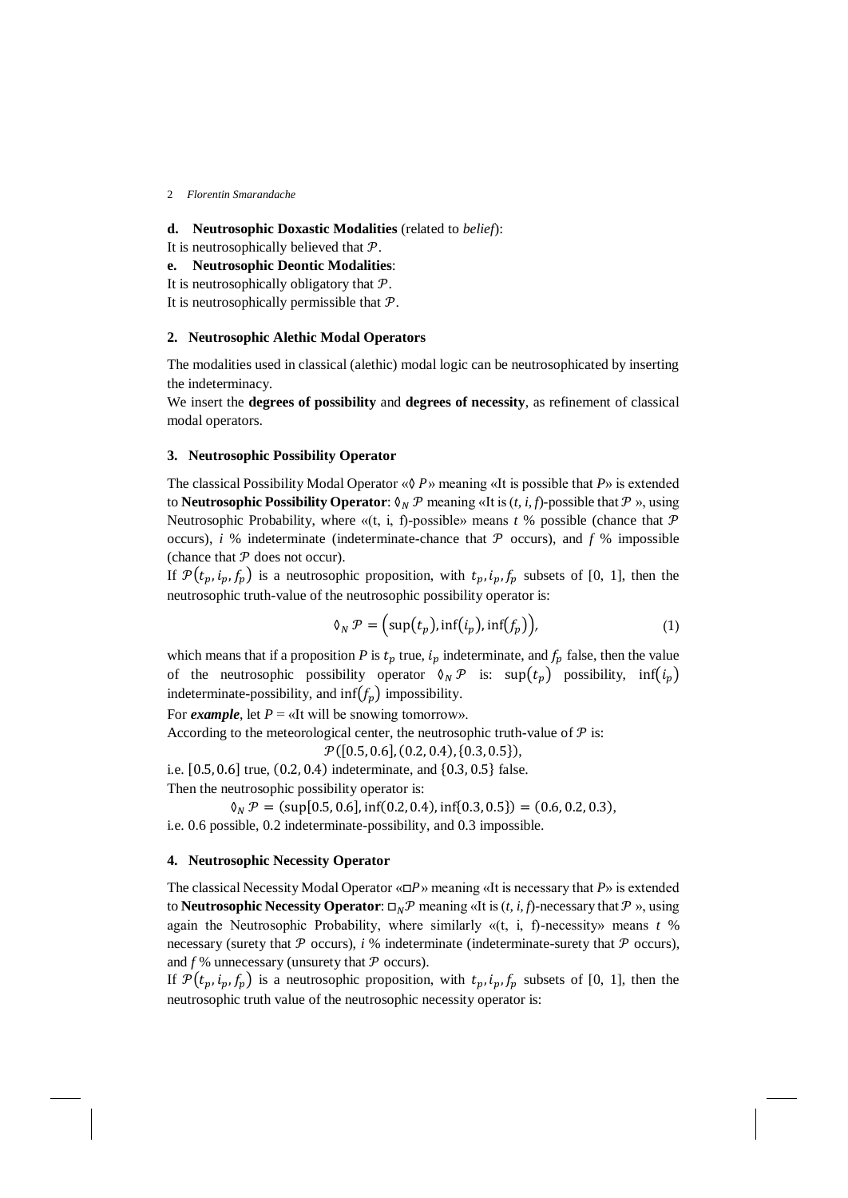**d. Neutrosophic Doxastic Modalities** (related to *belief*):

It is neutrosophically believed that $\mathcal{P}$.

**e. Neutrosophic Deontic Modalities**:

It is neutrosophically obligatory that $\mathcal{P}$.

It is neutrosophically permissible that $\mathcal{P}$.

## 2. Neutrosophic Alethic Modal Operators

The modalities used in classical (alethic) modal logic can be neutrosophicated by inserting the indeterminacy.

We insert the **degrees of possibility** and **degrees of necessity**, as refinement of classical modal operators.

## 3. Neutrosophic Possibility Operator

The classical Possibility Modal Operator «$\lozenge P$» meaning «It is possible that *P*» is extended to **Neutrosophic Possibility Operator**: $\lozenge_N \mathcal{P}$ meaning «It is $(t, i, f)$-possible that $\mathcal{P}$ », using Neutrosophic Probability, where «(t, i, f)-possible» means $t$ % possible (chance that $\mathcal{P}$ occurs), $i$ % indeterminate (indeterminate-chance that $\mathcal{P}$ occurs), and $f$ % impossible (chance that $\mathcal{P}$ does not occur).

If $\mathcal{P}(t_p, i_p, f_p)$ is a neutrosophic proposition, with $t_p, i_p, f_p$ subsets of [0, 1], then the neutrosophic truth-value of the neutrosophic possibility operator is:

$$\lozenge_N \mathcal{P} = \left(\sup(t_p), \inf(i_p), \inf(f_p)\right), \tag{1}$$

which means that if a proposition *P* is $t_p$ true, $i_p$ indeterminate, and $f_p$ false, then the value of the neutrosophic possibility operator $\lozenge_N \mathcal{P}$ is: $\sup(t_p)$ possibility, $\inf(i_p)$ indeterminate-possibility, and $\inf(f_p)$ impossibility.

For ***example***, let *P* = «It will be snowing tomorrow».

According to the meteorological center, the neutrosophic truth-value of $\mathcal{P}$ is:

$$\mathcal{P}([0.5, 0.6], (0.2, 0.4), \{0.3, 0.5\}),$$

i.e. $[0.5, 0.6]$ true, $(0.2, 0.4)$ indeterminate, and $\{0.3, 0.5\}$ false.

Then the neutrosophic possibility operator is:

$$\lozenge_N \mathcal{P} = (\sup[0.5, 0.6], \inf(0.2, 0.4), \inf\{0.3, 0.5\}) = (0.6, 0.2, 0.3),$$

i.e. 0.6 possible, 0.2 indeterminate-possibility, and 0.3 impossible.

## 4. Neutrosophic Necessity Operator

The classical Necessity Modal Operator «$\square P$» meaning «It is necessary that *P*» is extended to **Neutrosophic Necessity Operator**: $\square_N \mathcal{P}$ meaning «It is $(t, i, f)$-necessary that $\mathcal{P}$ », using again the Neutrosophic Probability, where similarly «(t, i, f)-necessity» means $t$ % necessary (surety that $\mathcal{P}$ occurs), $i$ % indeterminate (indeterminate-surety that $\mathcal{P}$ occurs), and $f$ % unnecessary (unsurety that $\mathcal{P}$ occurs).

If $\mathcal{P}(t_p, i_p, f_p)$ is a neutrosophic proposition, with $t_p, i_p, f_p$ subsets of [0, 1], then the neutrosophic truth value of the neutrosophic necessity operator is: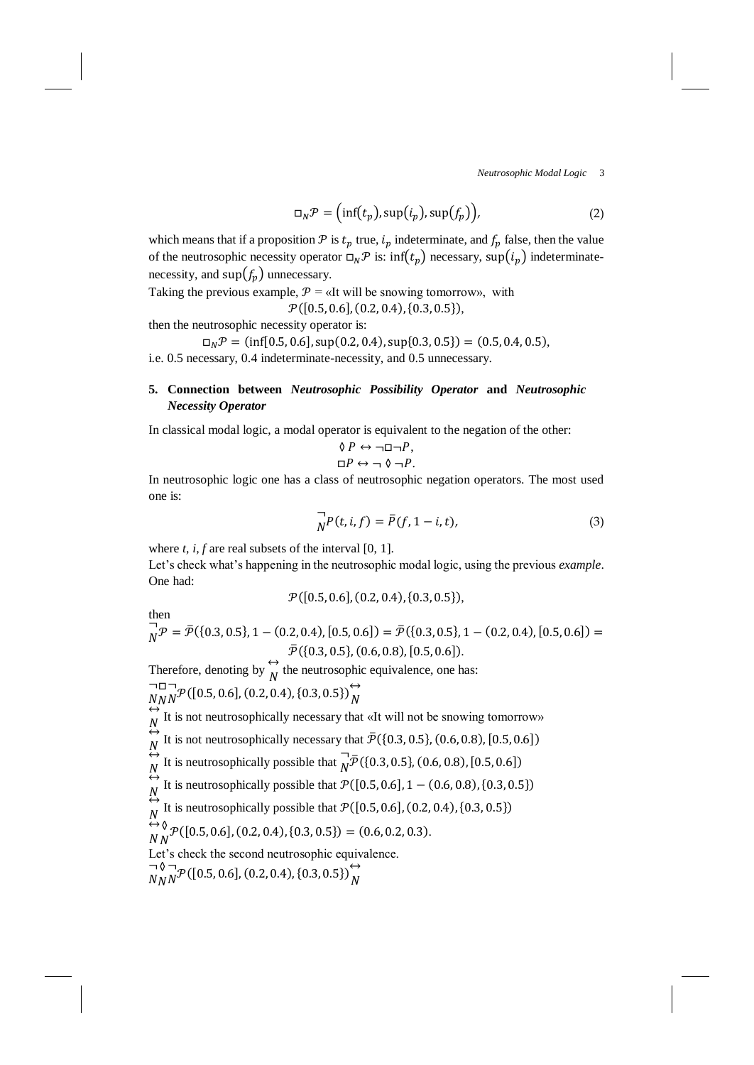$$\square_N \mathcal{P} = \left(\inf(t_p), \sup(i_p), \sup(f_p)\right), \tag{2}$$

which means that if a proposition $\mathcal{P}$ is $t_p$ true, $i_p$ indeterminate, and $f_p$ false, then the value of the neutrosophic necessity operator $\square_N \mathcal{P}$ is: $\inf(t_p)$ necessary, $\sup(i_p)$ indeterminate-necessity, and $\sup(f_p)$ unnecessary.

Taking the previous example, $\mathcal{P}$ = «It will be snowing tomorrow», with

$$\mathcal{P}([0.5, 0.6], (0.2, 0.4), \{0.3, 0.5\}),$$

then the neutrosophic necessity operator is:

$$\square_N \mathcal{P} = (\inf[0.5, 0.6], \sup(0.2, 0.4), \sup\{0.3, 0.5\}) = (0.5, 0.4, 0.5),$$

i.e. 0.5 necessary, 0.4 indeterminate-necessity, and 0.5 unnecessary.

## 5. Connection between *Neutrosophic Possibility Operator* and *Neutrosophic Necessity Operator*

In classical modal logic, a modal operator is equivalent to the negation of the other:

$$\lozenge P \leftrightarrow \neg \square \neg P,$$
$$\square P \leftrightarrow \neg \lozenge \neg P.$$

In neutrosophic logic one has a class of neutrosophic negation operators. The most used one is:

$$\underset{N}{\neg} P(t, i, f) = \bar{P}(f, 1 - i, t), \tag{3}$$

where *t*, *i*, *f* are real subsets of the interval [0, 1].

Let's check what's happening in the neutrosophic modal logic, using the previous *example*. One had:

$$\mathcal{P}([0.5, 0.6], (0.2, 0.4), \{0.3, 0.5\}),$$

then

$$\underset{N}{\neg} \mathcal{P} = \bar{\mathcal{P}}(\{0.3, 0.5\}, 1 - (0.2, 0.4), [0.5, 0.6]) = \bar{\mathcal{P}}(\{0.3, 0.5\}, 1 - (0.2, 0.4), [0.5, 0.6]) = \bar{\mathcal{P}}(\{0.3, 0.5\}, (0.6, 0.8), [0.5, 0.6]).$$

Therefore, denoting by $\underset{N}{\leftrightarrow}$ the neutrosophic equivalence, one has:

$\underset{N}{\neg}\underset{N}{\square}\underset{N}{\neg}\mathcal{P}([0.5, 0.6], (0.2, 0.4), \{0.3, 0.5\}) \underset{N}{\leftrightarrow}$

$\underset{N}{\leftrightarrow}$ It is not neutrosophically necessary that «It will not be snowing tomorrow»

$\underset{N}{\leftrightarrow}$ It is not neutrosophically necessary that $\bar{\mathcal{P}}(\{0.3, 0.5\}, (0.6, 0.8), [0.5, 0.6])$

$\underset{N}{\leftrightarrow}$ It is neutrosophically possible that $\underset{N}{\neg}\bar{\mathcal{P}}(\{0.3, 0.5\}, (0.6, 0.8), [0.5, 0.6])$

$\underset{N}{\leftrightarrow}$ It is neutrosophically possible that $\mathcal{P}([0.5, 0.6], 1 - (0.6, 0.8), \{0.3, 0.5\})$

$\underset{N}{\leftrightarrow}$ It is neutrosophically possible that $\mathcal{P}([0.5, 0.6], (0.2, 0.4), \{0.3, 0.5\})$

$\underset{N}{\leftrightarrow}\underset{N}{\lozenge}\mathcal{P}([0.5, 0.6], (0.2, 0.4), \{0.3, 0.5\}) = (0.6, 0.2, 0.3).$

Let's check the second neutrosophic equivalence.

$\underset{N}{\neg}\underset{N}{\lozenge}\underset{N}{\neg}\mathcal{P}([0.5, 0.6], (0.2, 0.4), \{0.3, 0.5\}) \underset{N}{\leftrightarrow}$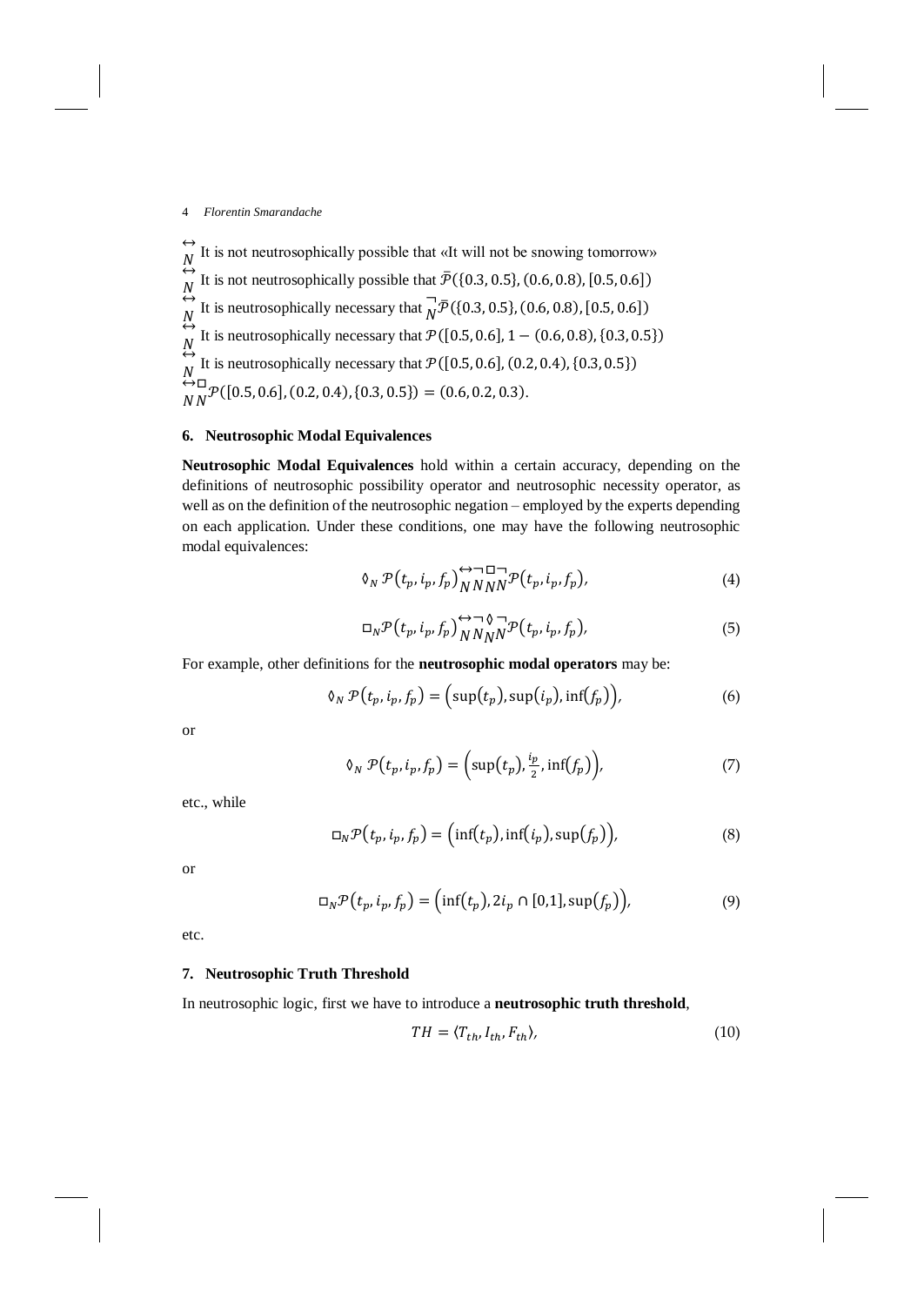$\underset{N}{\leftrightarrow}$ It is not neutrosophically possible that «It will not be snowing tomorrow»

$\underset{N}{\leftrightarrow}$ It is not neutrosophically possible that $\bar{\mathcal{P}}(\{0.3, 0.5\}, (0.6, 0.8), [0.5, 0.6])$

$\underset{N}{\leftrightarrow}$ It is neutrosophically necessary that $\underset{N}{\neg}\bar{\mathcal{P}}(\{0.3, 0.5\}, (0.6, 0.8), [0.5, 0.6])$

$\underset{N}{\leftrightarrow}$ It is neutrosophically necessary that $\mathcal{P}([0.5, 0.6], 1 - (0.6, 0.8), \{0.3, 0.5\})$

$\underset{N}{\leftrightarrow}$ It is neutrosophically necessary that $\mathcal{P}([0.5, 0.6], (0.2, 0.4), \{0.3, 0.5\})$

$\underset{N}{\leftrightarrow}\underset{N}{\Box}\mathcal{P}([0.5, 0.6], (0.2, 0.4), \{0.3, 0.5\}) = (0.6, 0.2, 0.3).$

## 6. Neutrosophic Modal Equivalences

**Neutrosophic Modal Equivalences** hold within a certain accuracy, depending on the definitions of neutrosophic possibility operator and neutrosophic necessity operator, as well as on the definition of the neutrosophic negation – employed by the experts depending on each application. Under these conditions, one may have the following neutrosophic modal equivalences:

$$\Diamond_N \mathcal{P}(t_p, i_p, f_p) \underset{N}{\leftrightarrow} \underset{N}{\neg} \underset{N}{\Box} \underset{N}{\neg} \mathcal{P}(t_p, i_p, f_p), \tag{4}$$

$$\Box_N \mathcal{P}(t_p, i_p, f_p) \underset{N}{\leftrightarrow} \underset{N}{\neg} \underset{N}{\Diamond} \underset{N}{\neg} \mathcal{P}(t_p, i_p, f_p), \tag{5}$$

For example, other definitions for the **neutrosophic modal operators** may be:

$$\Diamond_N \mathcal{P}(t_p, i_p, f_p) = \left(\sup(t_p), \sup(i_p), \inf(f_p)\right), \tag{6}$$

or

$$\Diamond_N \mathcal{P}(t_p, i_p, f_p) = \left(\sup(t_p), \tfrac{i_p}{2}, \inf(f_p)\right), \tag{7}$$

etc., while

$$\Box_N \mathcal{P}(t_p, i_p, f_p) = \left(\inf(t_p), \inf(i_p), \sup(f_p)\right), \tag{8}$$

or

$$\Box_N \mathcal{P}(t_p, i_p, f_p) = \left(\inf(t_p), 2i_p \cap [0,1], \sup(f_p)\right), \tag{9}$$

etc.

## 7. Neutrosophic Truth Threshold

In neutrosophic logic, first we have to introduce a **neutrosophic truth threshold**,

$$TH = \langle T_{th}, I_{th}, F_{th} \rangle, \tag{10}$$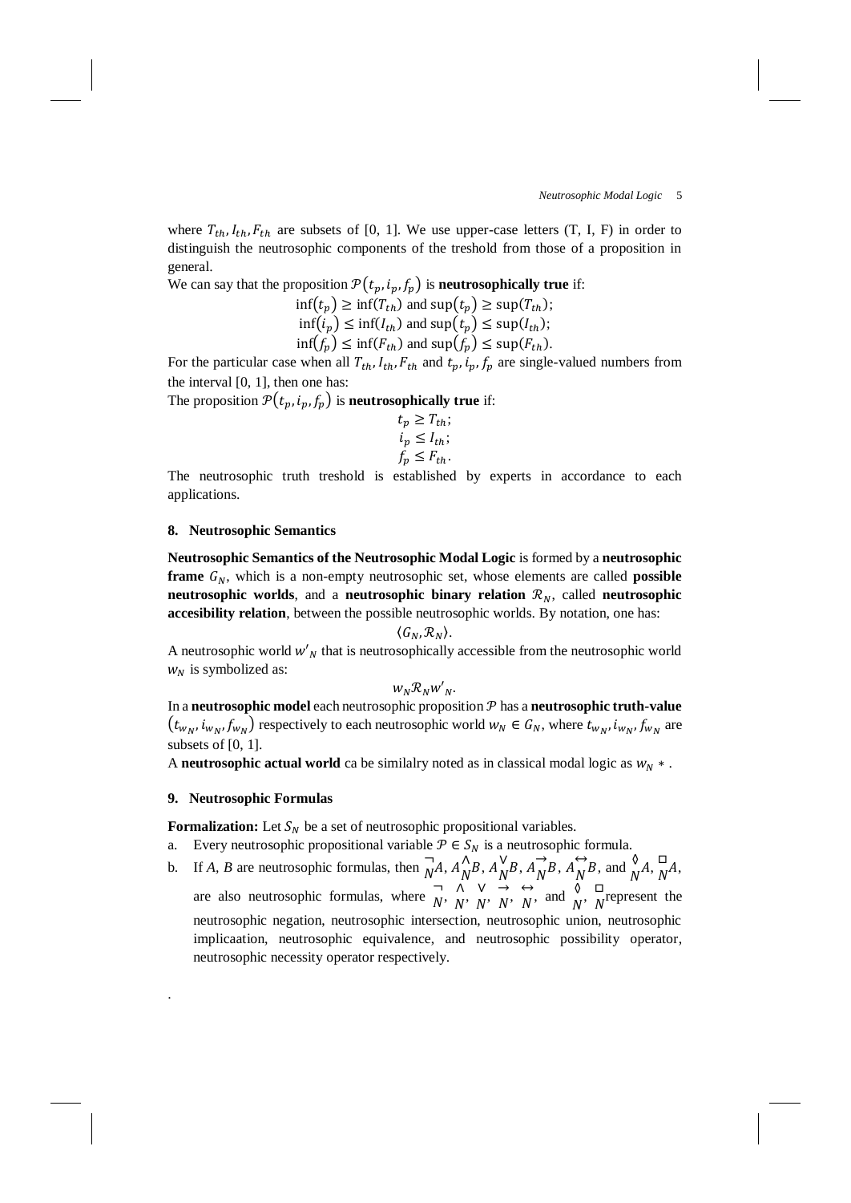where $T_{th}, I_{th}, F_{th}$ are subsets of [0, 1]. We use upper-case letters (T, I, F) in order to distinguish the neutrosophic components of the treshold from those of a proposition in general.

We can say that the proposition $\mathcal{P}(t_p, i_p, f_p)$ is **neutrosophically true** if:

$$\inf(t_p) \geq \inf(T_{th}) \text{ and } \sup(t_p) \geq \sup(T_{th});$$
$$\inf(i_p) \leq \inf(I_{th}) \text{ and } \sup(t_p) \leq \sup(I_{th});$$
$$\inf(f_p) \leq \inf(F_{th}) \text{ and } \sup(f_p) \leq \sup(F_{th}).$$

For the particular case when all $T_{th}, I_{th}, F_{th}$ and $t_p, i_p, f_p$ are single-valued numbers from the interval [0, 1], then one has:

The proposition $\mathcal{P}(t_p, i_p, f_p)$ is **neutrosophically true** if:

$$t_p \geq T_{th};$$
$$i_p \leq I_{th};$$
$$f_p \leq F_{th}.$$

The neutrosophic truth treshold is established by experts in accordance to each applications.

## 8. Neutrosophic Semantics

**Neutrosophic Semantics of the Neutrosophic Modal Logic** is formed by a **neutrosophic frame** $G_N$, which is a non-empty neutrosophic set, whose elements are called **possible neutrosophic worlds**, and a **neutrosophic binary relation** $\mathcal{R}_N$, called **neutrosophic accesibility relation**, between the possible neutrosophic worlds. By notation, one has:

$$\langle G_N, \mathcal{R}_N \rangle.$$

A neutrosophic world $w'_N$ that is neutrosophically accessible from the neutrosophic world $w_N$ is symbolized as:

$$w_N \mathcal{R}_N w'_N.$$

In a **neutrosophic model** each neutrosophic proposition $\mathcal{P}$ has a **neutrosophic truth-value** $(t_{w_N}, i_{w_N}, f_{w_N})$ respectively to each neutrosophic world $w_N \in G_N$, where $t_{w_N}, i_{w_N}, f_{w_N}$ are subsets of [0, 1].

A **neutrosophic actual world** ca be similalry noted as in classical modal logic as $w_N *$.

## 9. Neutrosophic Formulas

**Formalization:** Let $S_N$ be a set of neutrosophic propositional variables.

a. Every neutrosophic propositional variable $\mathcal{P} \in S_N$ is a neutrosophic formula.

b. If *A*, *B* are neutrosophic formulas, then $\underset{N}{\neg} A$, $A \underset{N}{\wedge} B$, $A \underset{N}{\vee} B$, $A \underset{N}{\rightarrow} B$, $A \underset{N}{\leftrightarrow} B$, and $\underset{N}{\Diamond} A$, $\underset{N}{\Box} A$, are also neutrosophic formulas, where $\underset{N}{\neg}$, $\underset{N}{\wedge}$, $\underset{N}{\vee}$, $\underset{N}{\rightarrow}$, $\underset{N}{\leftrightarrow}$, and $\underset{N}{\Diamond}$, $\underset{N}{\Box}$ represent the neutrosophic negation, neutrosophic intersection, neutrosophic union, neutrosophic implicaation, neutrosophic equivalence, and neutrosophic possibility operator, neutrosophic necessity operator respectively.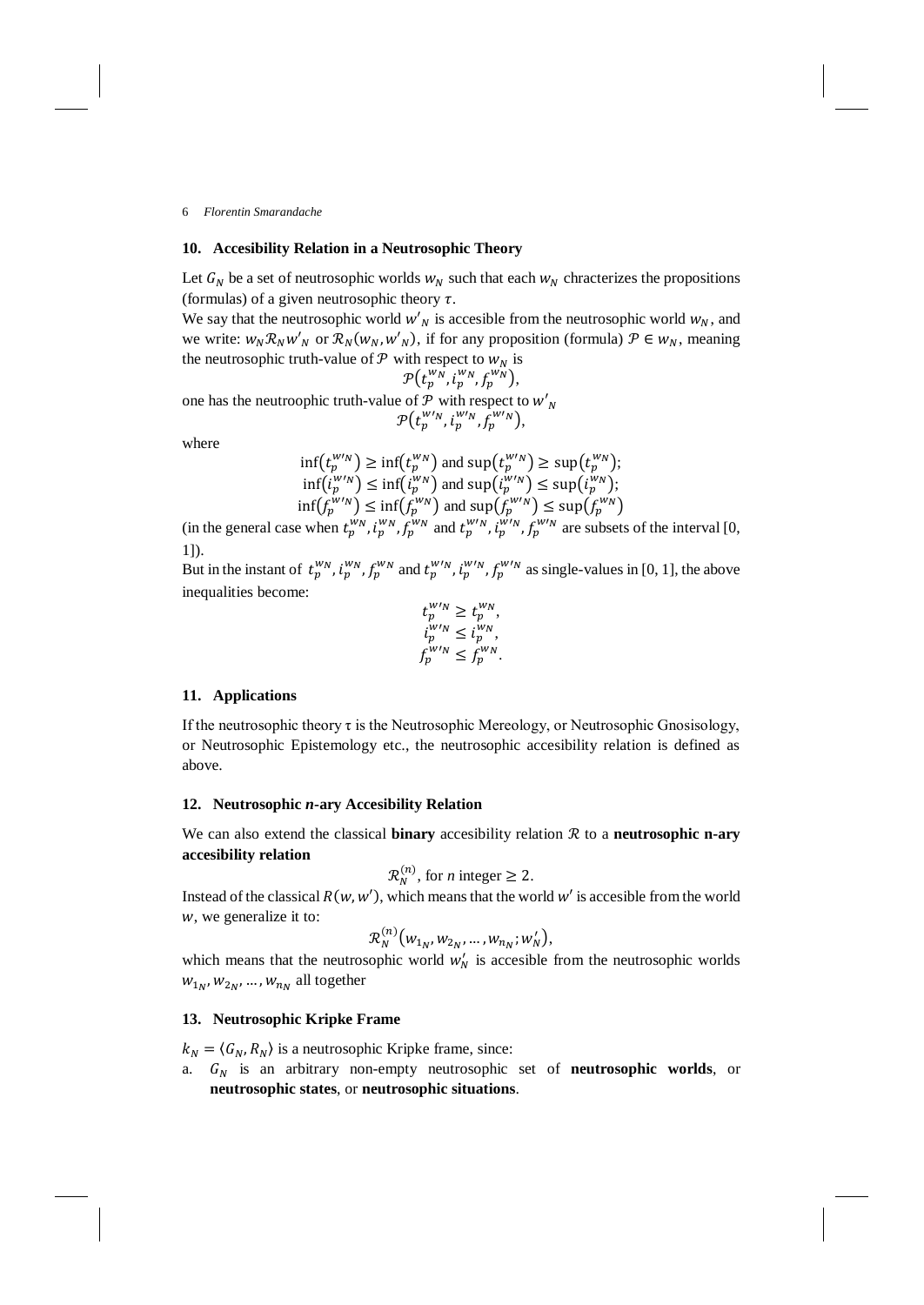## 10. Accesibility Relation in a Neutrosophic Theory

Let $G_N$ be a set of neutrosophic worlds $w_N$ such that each $w_N$ chracterizes the propositions (formulas) of a given neutrosophic theory $\tau$.

We say that the neutrosophic world $w'_N$ is accesible from the neutrosophic world $w_N$, and we write: $w_N \mathcal{R}_N w'_N$ or $\mathcal{R}_N(w_N, w'_N)$, if for any proposition (formula) $\mathcal{P} \in w_N$, meaning the neutrosophic truth-value of $\mathcal{P}$ with respect to $w_N$ is

$$\mathcal{P}\left(t_p^{w_N}, i_p^{w_N}, f_p^{w_N}\right),$$

one has the neutroophic truth-value of $\mathcal{P}$ with respect to $w'_N$

$$\mathcal{P}\left(t_p^{w'_N}, i_p^{w'_N}, f_p^{w'_N}\right),$$

where

$$\inf\left(t_p^{w'_N}\right) \geq \inf\left(t_p^{w_N}\right) \text{ and } \sup\left(t_p^{w'_N}\right) \geq \sup\left(t_p^{w_N}\right);$$
$$\inf\left(i_p^{w'_N}\right) \leq \inf\left(i_p^{w_N}\right) \text{ and } \sup\left(i_p^{w'_N}\right) \leq \sup\left(i_p^{w_N}\right);$$
$$\inf\left(f_p^{w'_N}\right) \leq \inf\left(f_p^{w_N}\right) \text{ and } \sup\left(f_p^{w'_N}\right) \leq \sup\left(f_p^{w_N}\right)$$

(in the general case when $t_p^{w_N}, i_p^{w_N}, f_p^{w_N}$ and $t_p^{w'_N}, i_p^{w'_N}, f_p^{w'_N}$ are subsets of the interval [0, 1]).

But in the instant of $t_p^{w_N}, i_p^{w_N}, f_p^{w_N}$ and $t_p^{w'_N}, i_p^{w'_N}, f_p^{w'_N}$ as single-values in [0, 1], the above inequalities become:

$$t_p^{w'_N} \geq t_p^{w_N},$$
$$i_p^{w'_N} \leq i_p^{w_N},$$
$$f_p^{w'_N} \leq f_p^{w_N}.$$

## 11. Applications

If the neutrosophic theory $\tau$ is the Neutrosophic Mereology, or Neutrosophic Gnosisology, or Neutrosophic Epistemology etc., the neutrosophic accesibility relation is defined as above.

## 12. Neutrosophic *n*-ary Accesibility Relation

We can also extend the classical **binary** accesibility relation $\mathcal{R}$ to a **neutrosophic n-ary accesibility relation**

$$\mathcal{R}_N^{(n)}, \text{ for } n \text{ integer} \geq 2.$$

Instead of the classical $R(w, w')$, which means that the world $w'$ is accesible from the world $w$, we generalize it to:

$$\mathcal{R}_N^{(n)}\left(w_{1_N}, w_{2_N}, \dots, w_{n_N}; w'_N\right),$$

which means that the neutrosophic world $w'_N$ is accesible from the neutrosophic worlds $w_{1_N}, w_{2_N}, \dots, w_{n_N}$ all together

## 13. Neutrosophic Kripke Frame

$k_N = \langle G_N, R_N \rangle$ is a neutrosophic Kripke frame, since:

a. $G_N$ is an arbitrary non-empty neutrosophic set of **neutrosophic worlds**, or **neutrosophic states**, or **neutrosophic situations**.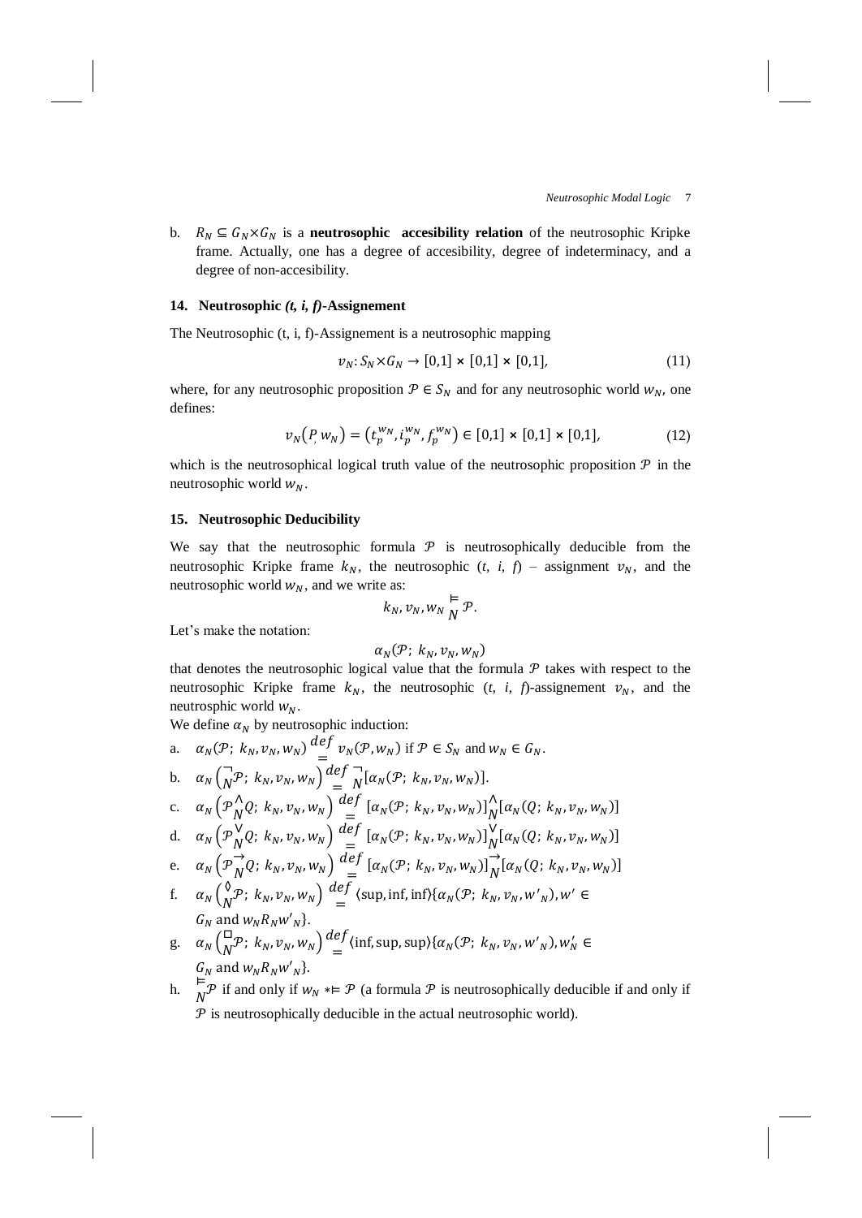b. $R_N \subseteq G_N \times G_N$ is a **neutrosophic accesibility relation** of the neutrosophic Kripke frame. Actually, one has a degree of accesibility, degree of indeterminacy, and a degree of non-accesibility.

### 14. Neutrosophic *(t, i, f)*-Assignement

The Neutrosophic (t, i, f)-Assignement is a neutrosophic mapping

$$v_N: S_N \times G_N \rightarrow [0,1] \times [0,1] \times [0,1], \tag{11}$$

where, for any neutrosophic proposition $\mathcal{P} \in S_N$ and for any neutrosophic world $w_N$, one defines:

$$v_N(P, w_N) = \left(t_p^{w_N}, i_p^{w_N}, f_p^{w_N}\right) \in [0,1] \times [0,1] \times [0,1], \tag{12}$$

which is the neutrosophical logical truth value of the neutrosophic proposition $\mathcal{P}$ in the neutrosophic world $w_N$.

### 15. Neutrosophic Deducibility

We say that the neutrosophic formula $\mathcal{P}$ is neutrosophically deducible from the neutrosophic Kripke frame $k_N$, the neutrosophic *(t, i, f)* – assignment $v_N$, and the neutrosophic world $w_N$, and we write as:

$$k_N, v_N, w_N \underset{N}{\vDash} \mathcal{P}.$$

Let's make the notation:

$$\alpha_N(\mathcal{P};\ k_N, v_N, w_N)$$

that denotes the neutrosophic logical value that the formula $\mathcal{P}$ takes with respect to the neutrosophic Kripke frame $k_N$, the neutrosophic *(t, i, f)*-assignement $v_N$, and the neutrosphic world $w_N$.

We define $\alpha_N$ by neutrosophic induction:

a. $\alpha_N(\mathcal{P};\ k_N, v_N, w_N) \overset{def}{=} v_N(\mathcal{P}, w_N)$ if $\mathcal{P} \in S_N$ and $w_N \in G_N$.

b. $\alpha_N\left(\underset{N}{\neg}\mathcal{P};\ k_N, v_N, w_N\right) \overset{def}{=} \underset{N}{\neg}[\alpha_N(\mathcal{P};\ k_N, v_N, w_N)]$.

c. $\alpha_N\left(\mathcal{P}\underset{N}{\wedge}Q;\ k_N, v_N, w_N\right) \overset{def}{=} [\alpha_N(\mathcal{P};\ k_N, v_N, w_N)]\underset{N}{\wedge}[\alpha_N(Q;\ k_N, v_N, w_N)]$

d. $\alpha_N\left(\mathcal{P}\underset{N}{\vee}Q;\ k_N, v_N, w_N\right) \overset{def}{=} [\alpha_N(\mathcal{P};\ k_N, v_N, w_N)]\underset{N}{\vee}[\alpha_N(Q;\ k_N, v_N, w_N)]$

e. $\alpha_N\left(\mathcal{P}\underset{N}{\rightarrow}Q;\ k_N, v_N, w_N\right) \overset{def}{=} [\alpha_N(\mathcal{P};\ k_N, v_N, w_N)]\underset{N}{\rightarrow}[\alpha_N(Q;\ k_N, v_N, w_N)]$

f. $\alpha_N\left(\underset{N}{\Diamond}\mathcal{P};\ k_N, v_N, w_N\right) \overset{def}{=} \langle \sup, \inf, \inf\rangle\{\alpha_N(\mathcal{P};\ k_N, v_N, w'_N), w' \in G_N \text{ and } w_N R_N w'_N\}$.

g. $\alpha_N\left(\underset{N}{\Box}\mathcal{P};\ k_N, v_N, w_N\right) \overset{def}{=} \langle \inf, \sup, \sup\rangle\{\alpha_N(\mathcal{P};\ k_N, v_N, w'_N), w'_N \in G_N \text{ and } w_N R_N w'_N\}$.

h. $\underset{N}{\vDash}\mathcal{P}$ if and only if $w_N * \vDash \mathcal{P}$ (a formula $\mathcal{P}$ is neutrosophically deducible if and only if $\mathcal{P}$ is neutrosophically deducible in the actual neutrosophic world).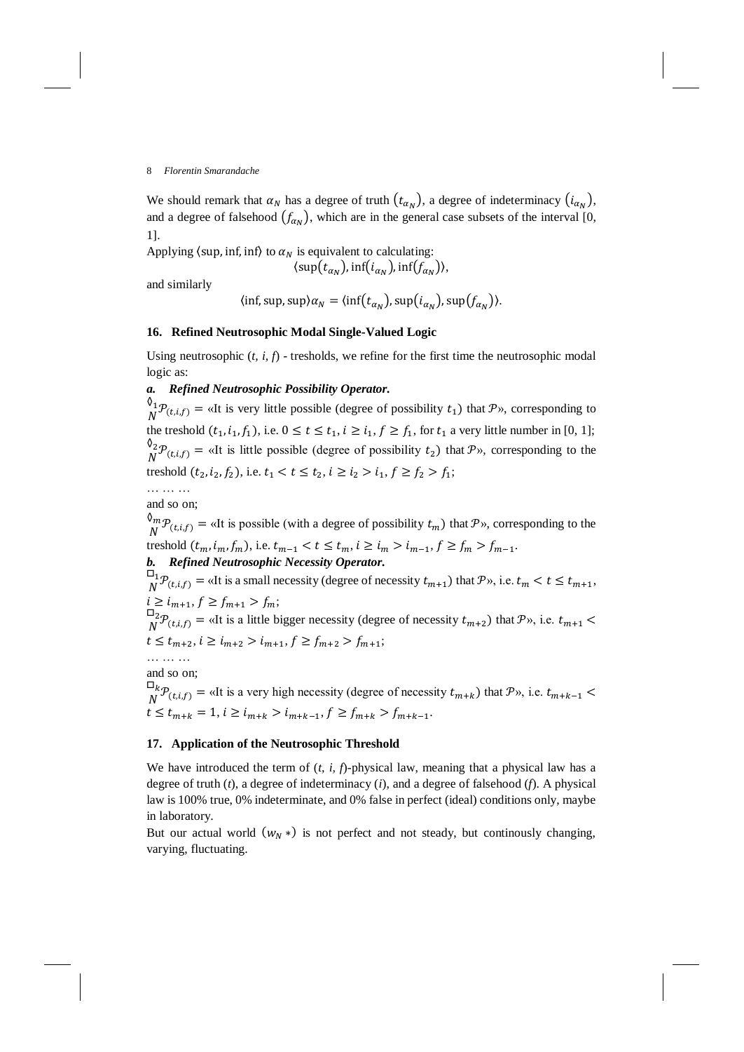We should remark that $\alpha_N$ has a degree of truth $(t_{\alpha_N})$, a degree of indeterminacy $(i_{\alpha_N})$, and a degree of falsehood $(f_{\alpha_N})$, which are in the general case subsets of the interval [0, 1].

Applying $\langle \sup, \inf, \inf \rangle$ to $\alpha_N$ is equivalent to calculating:

$$\langle \sup(t_{\alpha_N}), \inf(i_{\alpha_N}), \inf(f_{\alpha_N}) \rangle,$$

and similarly

$$\langle \inf, \sup, \sup \rangle \alpha_N = \langle \inf(t_{\alpha_N}), \sup(i_{\alpha_N}), \sup(f_{\alpha_N}) \rangle.$$

## 16. Refined Neutrosophic Modal Single-Valued Logic

Using neutrosophic (*t*, *i*, *f*) - tresholds, we refine for the first time the neutrosophic modal logic as:

### *a. Refined Neutrosophic Possibility Operator.*

$\overset{\Diamond_1}{N}\mathcal{P}_{(t,i,f)}$ = «It is very little possible (degree of possibility $t_1$) that $\mathcal{P}$», corresponding to the treshold $(t_1, i_1, f_1)$, i.e. $0 \le t \le t_1, i \ge i_1, f \ge f_1$, for $t_1$ a very little number in [0, 1];

$\overset{\Diamond_2}{N}\mathcal{P}_{(t,i,f)}$ = «It is little possible (degree of possibility $t_2$) that $\mathcal{P}$», corresponding to the treshold $(t_2, i_2, f_2)$, i.e. $t_1 < t \le t_2, i \ge i_2 > i_1, f \ge f_2 > f_1$;

… … …

and so on;

$\overset{\Diamond_m}{N}\mathcal{P}_{(t,i,f)}$ = «It is possible (with a degree of possibility $t_m$) that $\mathcal{P}$», corresponding to the treshold $(t_m, i_m, f_m)$, i.e. $t_{m-1} < t \le t_m, i \ge i_m > i_{m-1}, f \ge f_m > f_{m-1}$.

### *b. Refined Neutrosophic Necessity Operator.*

$\overset{\Box_1}{N}\mathcal{P}_{(t,i,f)}$ = «It is a small necessity (degree of necessity $t_{m+1}$) that $\mathcal{P}$», i.e. $t_m < t \le t_{m+1}$, $i \ge i_{m+1}, f \ge f_{m+1} > f_m$;

$\overset{\Box_2}{N}\mathcal{P}_{(t,i,f)}$ = «It is a little bigger necessity (degree of necessity $t_{m+2}$) that $\mathcal{P}$», i.e. $t_{m+1} < t \le t_{m+2}, i \ge i_{m+2} > i_{m+1}, f \ge f_{m+2} > f_{m+1}$;

… … …

and so on;

$\overset{\Box_k}{N}\mathcal{P}_{(t,i,f)}$ = «It is a very high necessity (degree of necessity $t_{m+k}$) that $\mathcal{P}$», i.e. $t_{m+k-1} < t \le t_{m+k} = 1, i \ge i_{m+k} > i_{m+k-1}, f \ge f_{m+k} > f_{m+k-1}$.

## 17. Application of the Neutrosophic Threshold

We have introduced the term of (*t*, *i*, *f*)-physical law, meaning that a physical law has a degree of truth (*t*), a degree of indeterminacy (*i*), and a degree of falsehood (*f*). A physical law is 100% true, 0% indeterminate, and 0% false in perfect (ideal) conditions only, maybe in laboratory.

But our actual world $(w_N *)$ is not perfect and not steady, but continously changing, varying, fluctuating.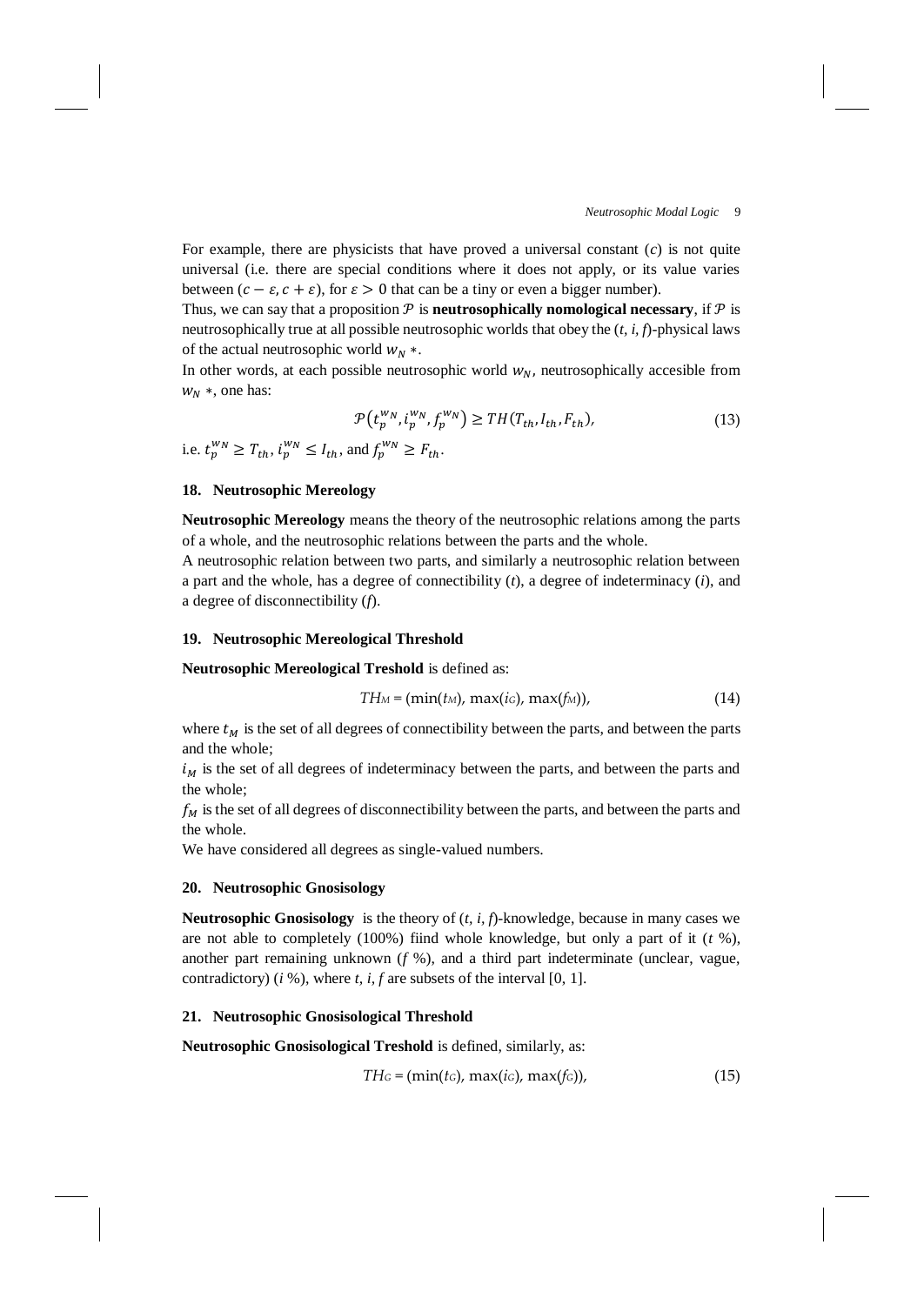For example, there are physicists that have proved a universal constant ($c$) is not quite universal (i.e. there are special conditions where it does not apply, or its value varies between $(c - \varepsilon, c + \varepsilon)$, for $\varepsilon > 0$ that can be a tiny or even a bigger number).

Thus, we can say that a proposition $\mathcal{P}$ is **neutrosophically nomological necessary**, if $\mathcal{P}$ is neutrosophically true at all possible neutrosophic worlds that obey the $(t, i, f)$-physical laws of the actual neutrosophic world $w_N *$.

In other words, at each possible neutrosophic world $w_N$, neutrosophically accesible from $w_N *$, one has:

$$\mathcal{P}\left(t_p^{w_N}, i_p^{w_N}, f_p^{w_N}\right) \geq TH(T_{th}, I_{th}, F_{th}), \tag{13}$$

i.e. $t_p^{w_N} \geq T_{th}$, $i_p^{w_N} \leq I_{th}$, and $f_p^{w_N} \geq F_{th}$.

## 18. Neutrosophic Mereology

**Neutrosophic Mereology** means the theory of the neutrosophic relations among the parts of a whole, and the neutrosophic relations between the parts and the whole.

A neutrosophic relation between two parts, and similarly a neutrosophic relation between a part and the whole, has a degree of connectibility ($t$), a degree of indeterminacy ($i$), and a degree of disconnectibility ($f$).

## 19. Neutrosophic Mereological Threshold

**Neutrosophic Mereological Treshold** is defined as:

$$TH_M = (\min(t_M), \max(i_G), \max(f_M)), \tag{14}$$

where $t_M$ is the set of all degrees of connectibility between the parts, and between the parts and the whole;

$i_M$ is the set of all degrees of indeterminacy between the parts, and between the parts and the whole;

$f_M$ is the set of all degrees of disconnectibility between the parts, and between the parts and the whole.

We have considered all degrees as single-valued numbers.

## 20. Neutrosophic Gnosisology

**Neutrosophic Gnosisology** is the theory of $(t, i, f)$-knowledge, because in many cases we are not able to completely (100%) fiind whole knowledge, but only a part of it ($t$ %), another part remaining unknown ($f$ %), and a third part indeterminate (unclear, vague, contradictory) ($i$ %), where $t, i, f$ are subsets of the interval [0, 1].

## 21. Neutrosophic Gnosisological Threshold

**Neutrosophic Gnosisological Treshold** is defined, similarly, as:

$$TH_G = (\min(t_G), \max(i_G), \max(f_G)), \tag{15}$$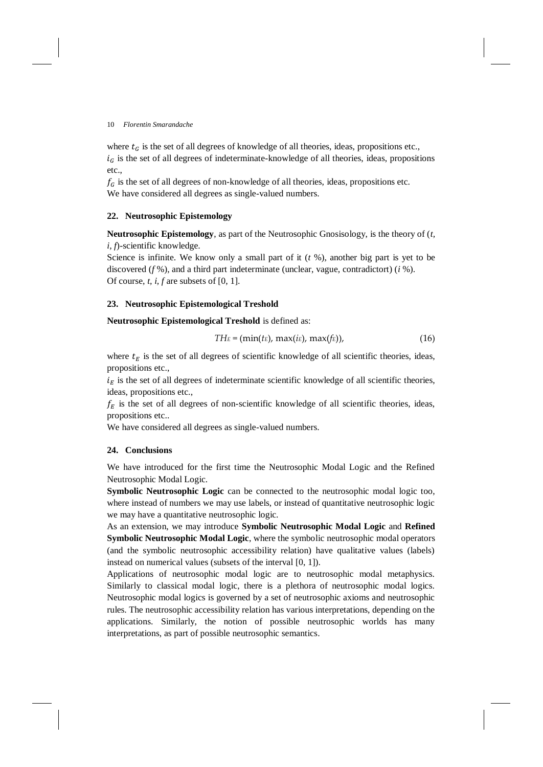where $t_G$ is the set of all degrees of knowledge of all theories, ideas, propositions etc.,
$i_G$ is the set of all degrees of indeterminate-knowledge of all theories, ideas, propositions etc.,
$f_G$ is the set of all degrees of non-knowledge of all theories, ideas, propositions etc.
We have considered all degrees as single-valued numbers.

## 22. Neutrosophic Epistemology

**Neutrosophic Epistemology**, as part of the Neutrosophic Gnosisology, is the theory of ($t$, $i$, $f$)-scientific knowledge.
Science is infinite. We know only a small part of it ($t$ %), another big part is yet to be discovered ($f$ %), and a third part indeterminate (unclear, vague, contradictort) ($i$ %).
Of course, $t$, $i$, $f$ are subsets of [0, 1].

## 23. Neutrosophic Epistemological Treshold

**Neutrosophic Epistemological Treshold** is defined as:

$$TH_E = (\min(t_E), \max(i_E), \max(f_E)), \tag{16}$$

where $t_E$ is the set of all degrees of scientific knowledge of all scientific theories, ideas, propositions etc.,
$i_E$ is the set of all degrees of indeterminate scientific knowledge of all scientific theories, ideas, propositions etc.,
$f_E$ is the set of all degrees of non-scientific knowledge of all scientific theories, ideas, propositions etc..
We have considered all degrees as single-valued numbers.

## 24. Conclusions

We have introduced for the first time the Neutrosophic Modal Logic and the Refined Neutrosophic Modal Logic.
**Symbolic Neutrosophic Logic** can be connected to the neutrosophic modal logic too, where instead of numbers we may use labels, or instead of quantitative neutrosophic logic we may have a quantitative neutrosophic logic.
As an extension, we may introduce **Symbolic Neutrosophic Modal Logic** and **Refined Symbolic Neutrosophic Modal Logic**, where the symbolic neutrosophic modal operators (and the symbolic neutrosophic accessibility relation) have qualitative values (labels) instead on numerical values (subsets of the interval [0, 1]).
Applications of neutrosophic modal logic are to neutrosophic modal metaphysics. Similarly to classical modal logic, there is a plethora of neutrosophic modal logics. Neutrosophic modal logics is governed by a set of neutrosophic axioms and neutrosophic rules. The neutrosophic accessibility relation has various interpretations, depending on the applications. Similarly, the notion of possible neutrosophic worlds has many interpretations, as part of possible neutrosophic semantics.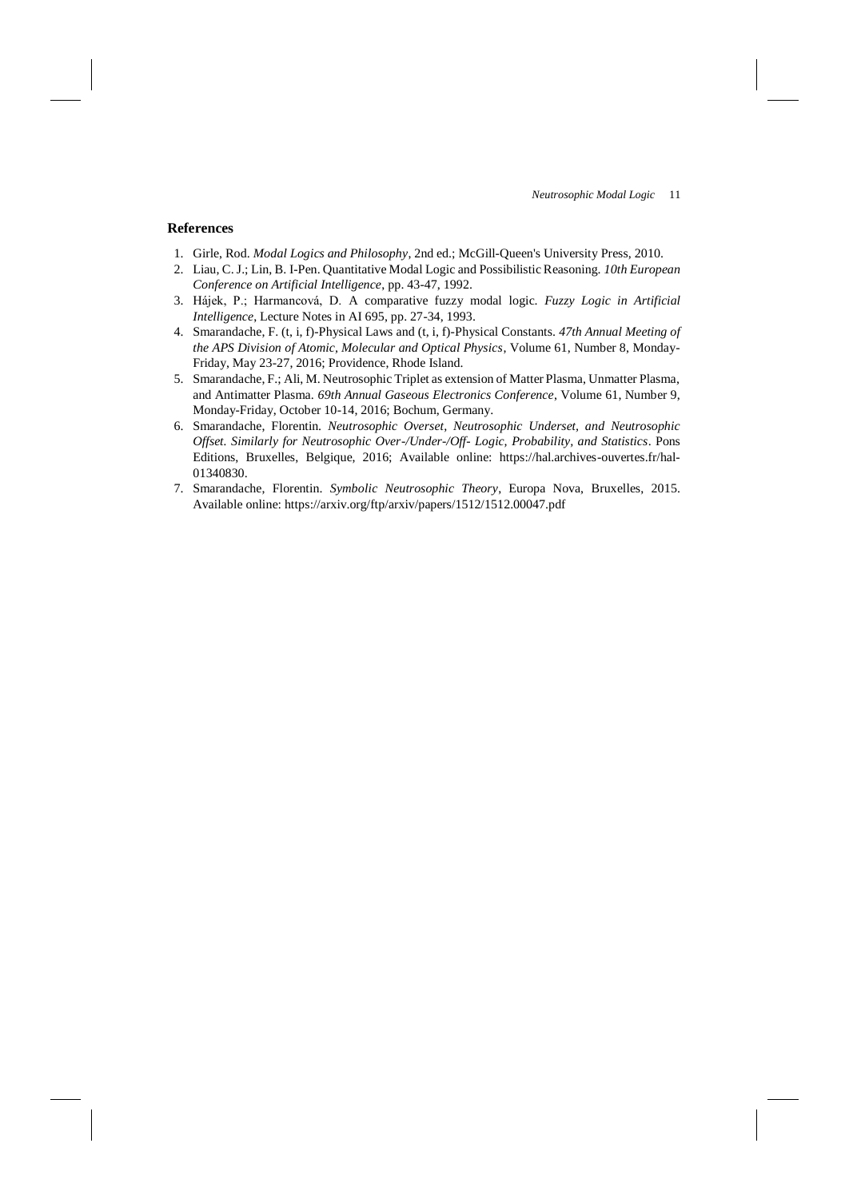## References

1. Girle, Rod. *Modal Logics and Philosophy*, 2nd ed.; McGill-Queen's University Press, 2010.
2. Liau, C. J.; Lin, B. I-Pen. Quantitative Modal Logic and Possibilistic Reasoning. *10th European Conference on Artificial Intelligence*, pp. 43-47, 1992.
3. Hájek, P.; Harmancová, D. A comparative fuzzy modal logic. *Fuzzy Logic in Artificial Intelligence*, Lecture Notes in AI 695, pp. 27-34, 1993.
4. Smarandache, F. (t, i, f)-Physical Laws and (t, i, f)-Physical Constants. *47th Annual Meeting of the APS Division of Atomic, Molecular and Optical Physics*, Volume 61, Number 8, Monday-Friday, May 23-27, 2016; Providence, Rhode Island.
5. Smarandache, F.; Ali, M. Neutrosophic Triplet as extension of Matter Plasma, Unmatter Plasma, and Antimatter Plasma. *69th Annual Gaseous Electronics Conference*, Volume 61, Number 9, Monday-Friday, October 10-14, 2016; Bochum, Germany.
6. Smarandache, Florentin. *Neutrosophic Overset, Neutrosophic Underset, and Neutrosophic Offset. Similarly for Neutrosophic Over-/Under-/Off- Logic, Probability, and Statistics*. Pons Editions, Bruxelles, Belgique, 2016; Available online: https://hal.archives-ouvertes.fr/hal-01340830.
7. Smarandache, Florentin. *Symbolic Neutrosophic Theory*, Europa Nova, Bruxelles, 2015. Available online: https://arxiv.org/ftp/arxiv/papers/1512/1512.00047.pdf